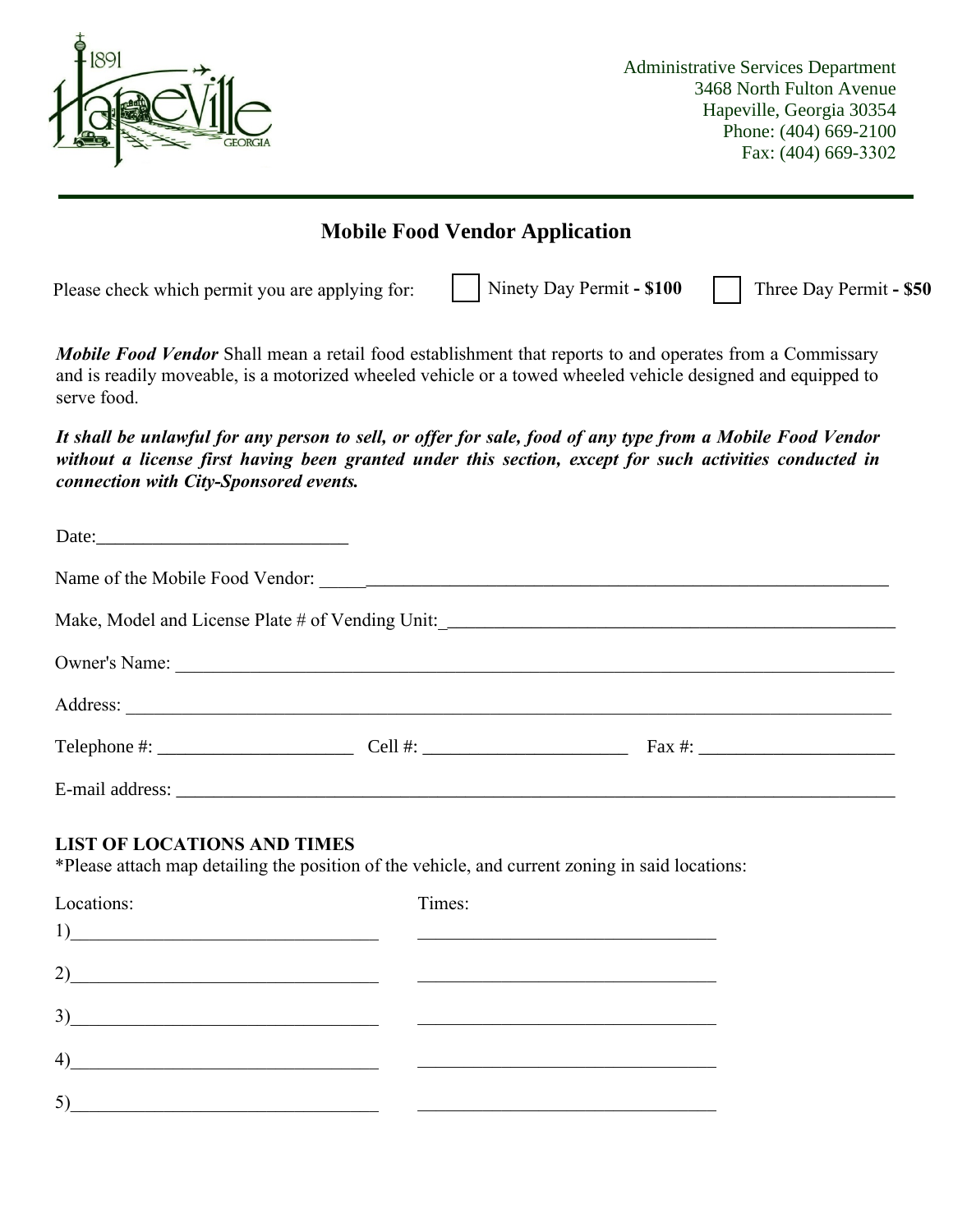Administrative Services Department
3468 North Fulton Avenue
Hapeville, Georgia 30354
Phone: (404) 669-2100
Fax: (404) 669-3302

# Mobile Food Vendor Application

Please check which permit you are applying for: ☐ Ninety Day Permit **- $100** ☐ Three Day Permit **- $50**

***Mobile Food Vendor*** Shall mean a retail food establishment that reports to and operates from a Commissary and is readily moveable, is a motorized wheeled vehicle or a towed wheeled vehicle designed and equipped to serve food.

***It shall be unlawful for any person to sell, or offer for sale, food of any type from a Mobile Food Vendor without a license first having been granted under this section, except for such activities conducted in connection with City-Sponsored events.***

Date:___________________________

Name of the Mobile Food Vendor: ___________________________________________________________

Make, Model and License Plate # of Vending Unit:_________________________________________________

Owner's Name: ______________________________________________________________________________

Address: __________________________________________________________________________________

Telephone #: _____________________ Cell #: ______________________ Fax #: _____________________

E-mail address: _____________________________________________________________________________

**LIST OF LOCATIONS AND TIMES**
*Please attach map detailing the position of the vehicle, and current zoning in said locations:

| Locations: | Times: |
| --- | --- |
| 1)________________________________ | ________________________________ |
| 2)________________________________ | ________________________________ |
| 3)________________________________ | ________________________________ |
| 4)________________________________ | ________________________________ |
| 5)________________________________ | ________________________________ |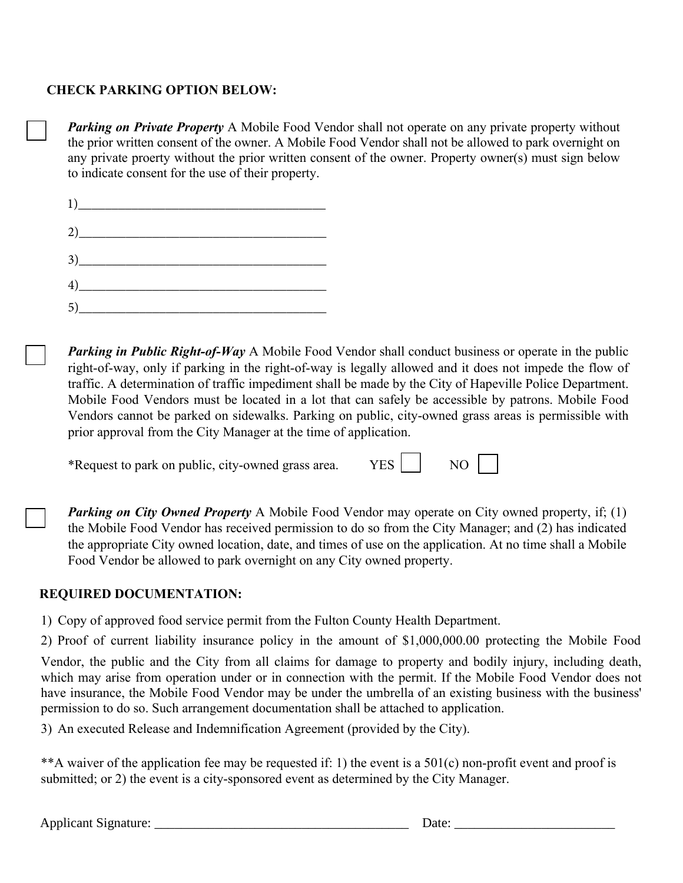**CHECK PARKING OPTION BELOW:**

☐ ***Parking on Private Property*** A Mobile Food Vendor shall not operate on any private property without the prior written consent of the owner. A Mobile Food Vendor shall not be allowed to park overnight on any private proerty without the prior written consent of the owner. Property owner(s) must sign below to indicate consent for the use of their property.

1)_______________________________________

2)_______________________________________

3)_______________________________________

4)_______________________________________

5)_______________________________________

☐ ***Parking in Public Right-of-Way*** A Mobile Food Vendor shall conduct business or operate in the public right-of-way, only if parking in the right-of-way is legally allowed and it does not impede the flow of traffic. A determination of traffic impediment shall be made by the City of Hapeville Police Department. Mobile Food Vendors must be located in a lot that can safely be accessible by patrons. Mobile Food Vendors cannot be parked on sidewalks. Parking on public, city-owned grass areas is permissible with prior approval from the City Manager at the time of application.

*Request to park on public, city-owned grass area. YES ☐ NO ☐

☐ ***Parking on City Owned Property*** A Mobile Food Vendor may operate on City owned property, if; (1) the Mobile Food Vendor has received permission to do so from the City Manager; and (2) has indicated the appropriate City owned location, date, and times of use on the application. At no time shall a Mobile Food Vendor be allowed to park overnight on any City owned property.

**REQUIRED DOCUMENTATION:**

1) Copy of approved food service permit from the Fulton County Health Department.

2) Proof of current liability insurance policy in the amount of $1,000,000.00 protecting the Mobile Food Vendor, the public and the City from all claims for damage to property and bodily injury, including death, which may arise from operation under or in connection with the permit. If the Mobile Food Vendor does not have insurance, the Mobile Food Vendor may be under the umbrella of an existing business with the business' permission to do so. Such arrangement documentation shall be attached to application.

3) An executed Release and Indemnification Agreement (provided by the City).

**A waiver of the application fee may be requested if: 1) the event is a 501(c) non-profit event and proof is submitted; or 2) the event is a city-sponsored event as determined by the City Manager.

Applicant Signature: _______________________________________ Date: _________________________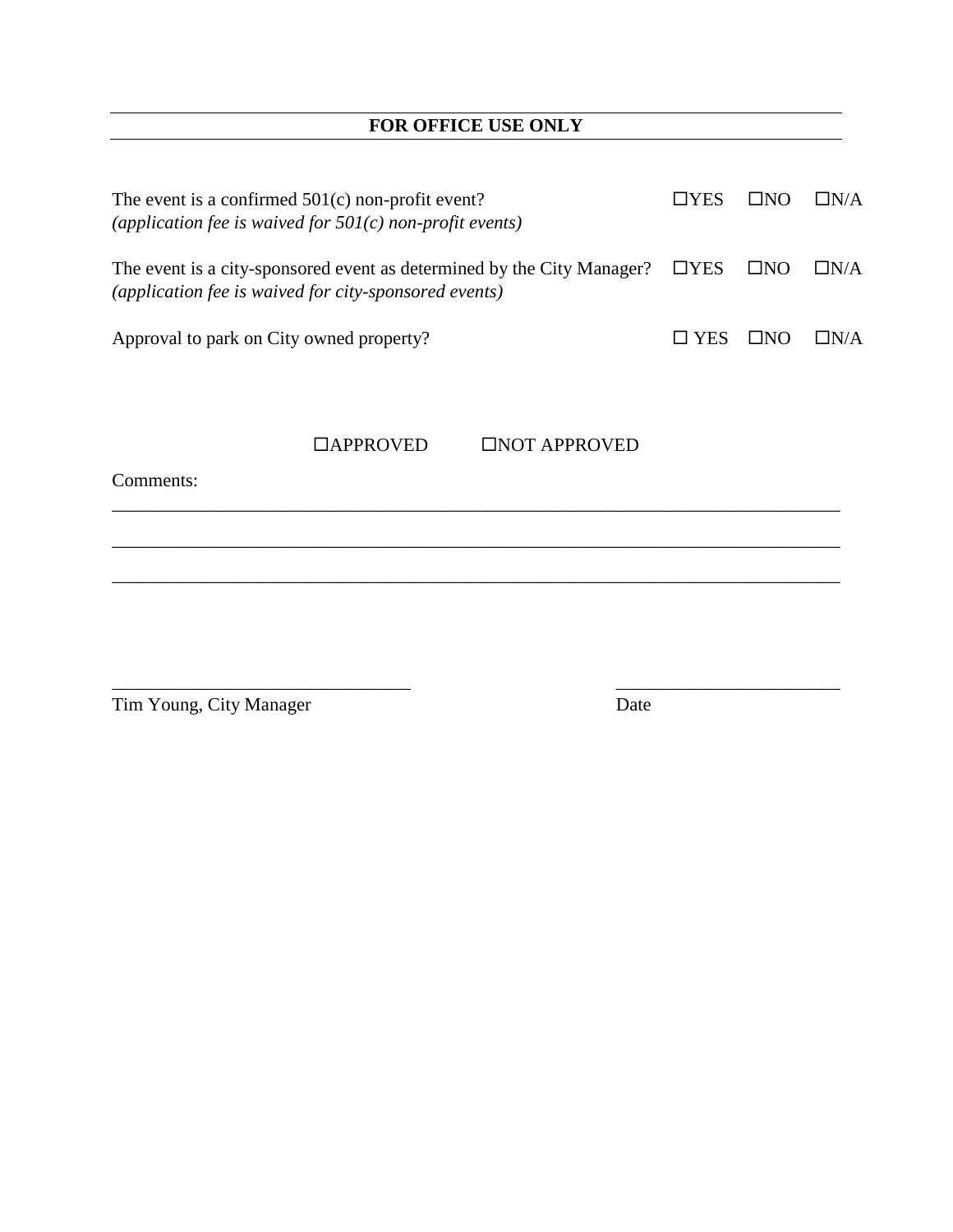**FOR OFFICE USE ONLY**

The event is a confirmed 501(c) non-profit event? ☐YES ☐NO ☐N/A
*(application fee is waived for 501(c) non-profit events)*

The event is a city-sponsored event as determined by the City Manager? ☐YES ☐NO ☐N/A
*(application fee is waived for city-sponsored events)*

Approval to park on City owned property? ☐ YES ☐NO ☐N/A

☐APPROVED ☐NOT APPROVED

Comments:

_______________________________________________________________________________

_______________________________________________________________________________

_______________________________________________________________________________

________________________________ ________________________

Tim Young, City Manager Date